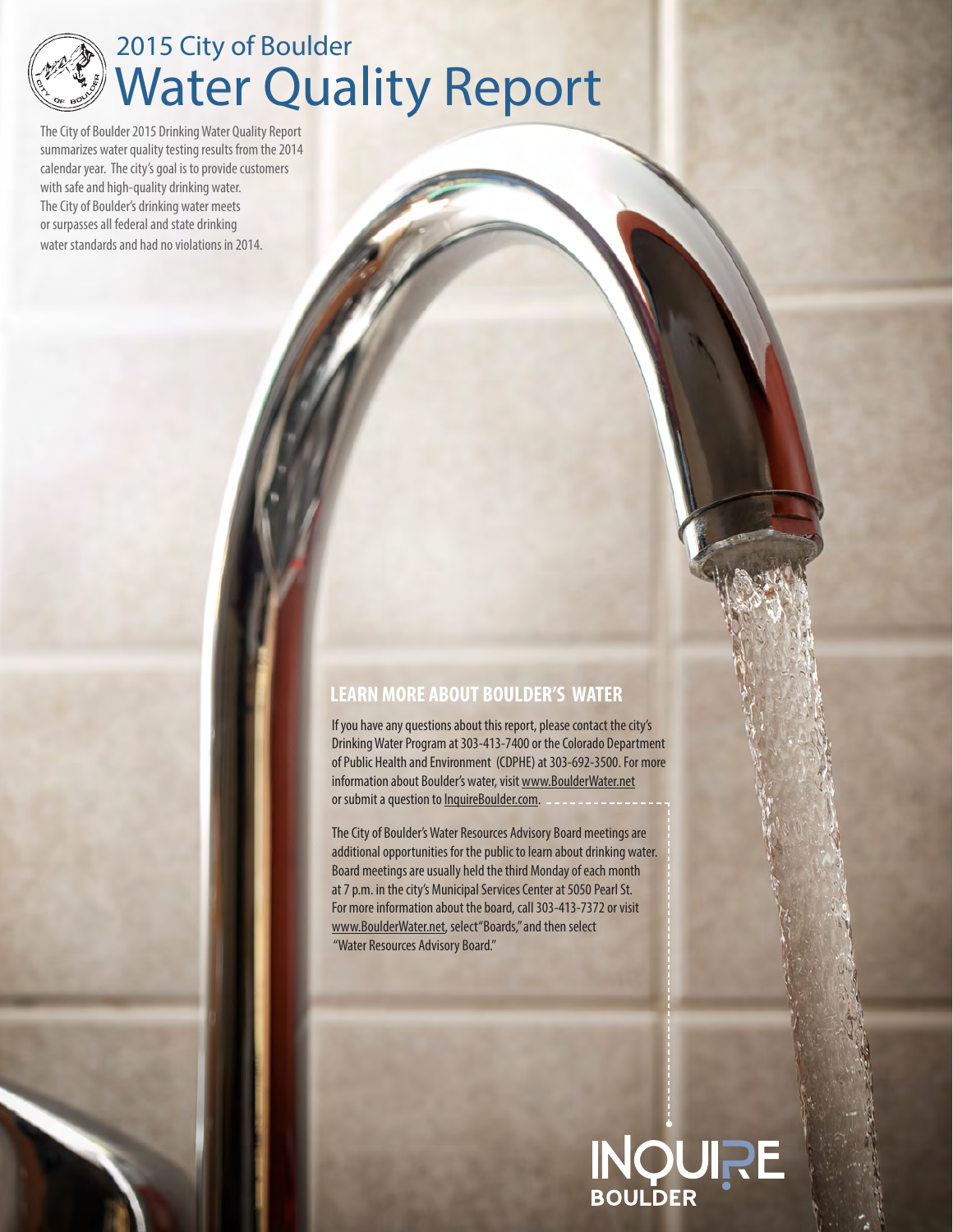# 2015 City of Boulder Water Quality Report

The City of Boulder 2015 Drinking Water Quality Report summarizes water quality testing results from the 2014 calendar year. The city's goal is to provide customers with safe and high-quality drinking water. The City of Boulder's drinking water meets or surpasses all federal and state drinking water standards and had no violations in 2014.

## LEARN MORE ABOUT BOULDER'S WATER

If you have any questions about this report, please contact the city's Drinking Water Program at 303-413-7400 or the Colorado Department of Public Health and Environment (CDPHE) at 303-692-3500. For more information about Boulder's water, visit www.BoulderWater.net or submit a question to InquireBoulder.com.

The City of Boulder's Water Resources Advisory Board meetings are additional opportunities for the public to learn about drinking water. Board meetings are usually held the third Monday of each month at 7 p.m. in the city's Municipal Services Center at 5050 Pearl St. For more information about the board, call 303-413-7372 or visit www.BoulderWater.net, select "Boards," and then select "Water Resources Advisory Board."

INQUIRE BOULDER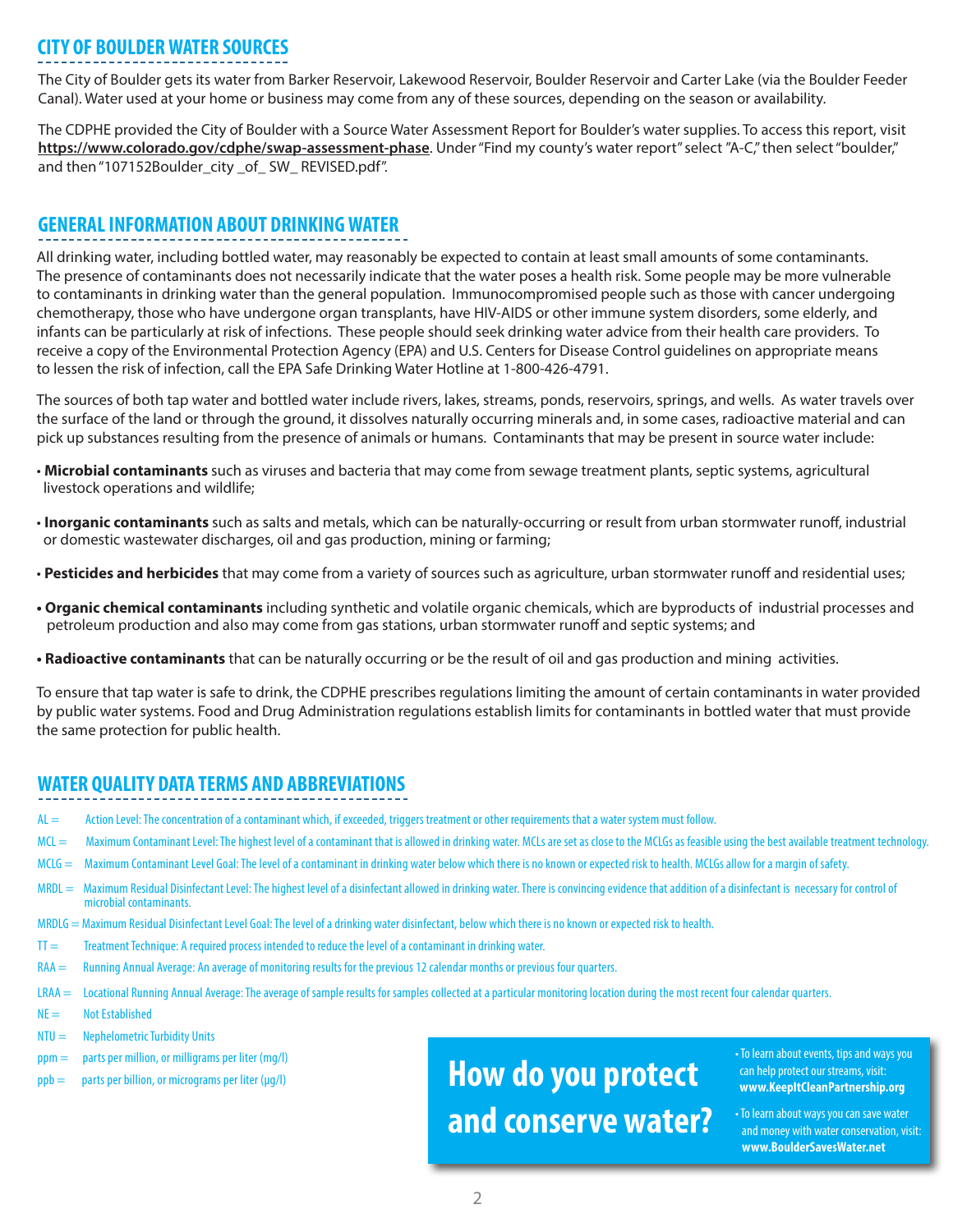## CITY OF BOULDER WATER SOURCES

The City of Boulder gets its water from Barker Reservoir, Lakewood Reservoir, Boulder Reservoir and Carter Lake (via the Boulder Feeder Canal). Water used at your home or business may come from any of these sources, depending on the season or availability.

The CDPHE provided the City of Boulder with a Source Water Assessment Report for Boulder's water supplies. To access this report, visit **https://www.colorado.gov/cdphe/swap-assessment-phase**. Under "Find my county's water report" select "A-C," then select "boulder," and then "107152Boulder_city _of_ SW_ REVISED.pdf".

## GENERAL INFORMATION ABOUT DRINKING WATER

All drinking water, including bottled water, may reasonably be expected to contain at least small amounts of some contaminants. The presence of contaminants does not necessarily indicate that the water poses a health risk. Some people may be more vulnerable to contaminants in drinking water than the general population. Immunocompromised people such as those with cancer undergoing chemotherapy, those who have undergone organ transplants, have HIV-AIDS or other immune system disorders, some elderly, and infants can be particularly at risk of infections. These people should seek drinking water advice from their health care providers. To receive a copy of the Environmental Protection Agency (EPA) and U.S. Centers for Disease Control guidelines on appropriate means to lessen the risk of infection, call the EPA Safe Drinking Water Hotline at 1-800-426-4791.

The sources of both tap water and bottled water include rivers, lakes, streams, ponds, reservoirs, springs, and wells. As water travels over the surface of the land or through the ground, it dissolves naturally occurring minerals and, in some cases, radioactive material and can pick up substances resulting from the presence of animals or humans. Contaminants that may be present in source water include:

- **Microbial contaminants** such as viruses and bacteria that may come from sewage treatment plants, septic systems, agricultural livestock operations and wildlife;
- **Inorganic contaminants** such as salts and metals, which can be naturally-occurring or result from urban stormwater runoff, industrial or domestic wastewater discharges, oil and gas production, mining or farming;
- **Pesticides and herbicides** that may come from a variety of sources such as agriculture, urban stormwater runoff and residential uses;
- **Organic chemical contaminants** including synthetic and volatile organic chemicals, which are byproducts of industrial processes and petroleum production and also may come from gas stations, urban stormwater runoff and septic systems; and
- **Radioactive contaminants** that can be naturally occurring or be the result of oil and gas production and mining activities.

To ensure that tap water is safe to drink, the CDPHE prescribes regulations limiting the amount of certain contaminants in water provided by public water systems. Food and Drug Administration regulations establish limits for contaminants in bottled water that must provide the same protection for public health.

## WATER QUALITY DATA TERMS AND ABBREVIATIONS

AL = Action Level: The concentration of a contaminant which, if exceeded, triggers treatment or other requirements that a water system must follow.

MCL = Maximum Contaminant Level: The highest level of a contaminant that is allowed in drinking water. MCLs are set as close to the MCLGs as feasible using the best available treatment technology.

MCLG = Maximum Contaminant Level Goal: The level of a contaminant in drinking water below which there is no known or expected risk to health. MCLGs allow for a margin of safety.

MRDL = Maximum Residual Disinfectant Level: The highest level of a disinfectant allowed in drinking water. There is convincing evidence that addition of a disinfectant is necessary for control of microbial contaminants.

MRDLG = Maximum Residual Disinfectant Level Goal: The level of a drinking water disinfectant, below which there is no known or expected risk to health.

TT = Treatment Technique: A required process intended to reduce the level of a contaminant in drinking water.

RAA = Running Annual Average: An average of monitoring results for the previous 12 calendar months or previous four quarters.

LRAA = Locational Running Annual Average: The average of sample results for samples collected at a particular monitoring location during the most recent four calendar quarters.

NE = Not Established

NTU = Nephelometric Turbidity Units

ppm = parts per million, or milligrams per liter (mg/l)

ppb = parts per billion, or micrograms per liter (µg/l)

## How do you protect and conserve water?

- To learn about events, tips and ways you can help protect our streams, visit: **www.KeepItCleanPartnership.org**
- To learn about ways you can save water and money with water conservation, visit: **www.BoulderSavesWater.net**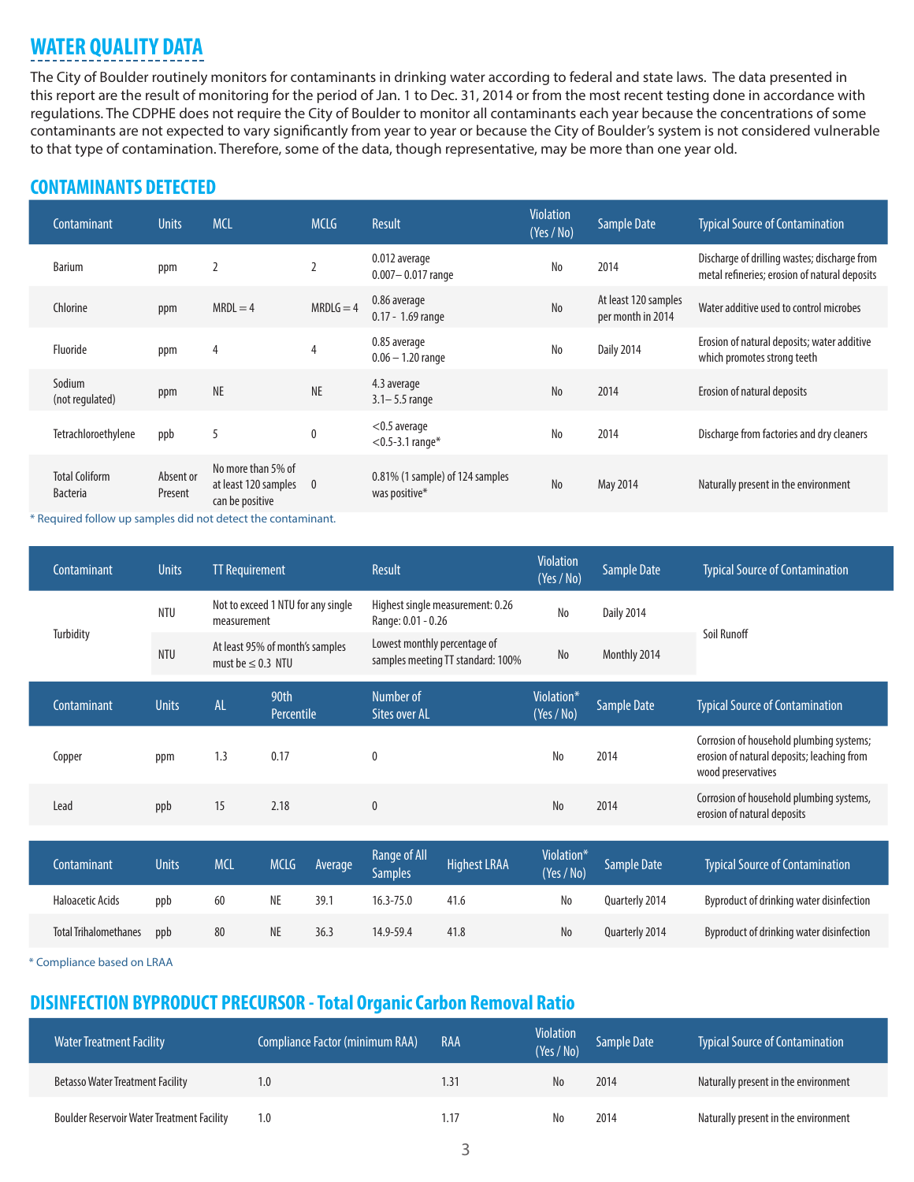## WATER QUALITY DATA

The City of Boulder routinely monitors for contaminants in drinking water according to federal and state laws. The data presented in this report are the result of monitoring for the period of Jan. 1 to Dec. 31, 2014 or from the most recent testing done in accordance with regulations. The CDPHE does not require the City of Boulder to monitor all contaminants each year because the concentrations of some contaminants are not expected to vary significantly from year to year or because the City of Boulder's system is not considered vulnerable to that type of contamination. Therefore, some of the data, though representative, may be more than one year old.

## CONTAMINANTS DETECTED

| Contaminant | Units | MCL | MCLG | Result | Violation (Yes / No) | Sample Date | Typical Source of Contamination |
|---|---|---|---|---|---|---|---|
| Barium | ppm | 2 | 2 | 0.012 average<br>0.007– 0.017 range | No | 2014 | Discharge of drilling wastes; discharge from metal refineries; erosion of natural deposits |
| Chlorine | ppm | MRDL = 4 | MRDLG = 4 | 0.86 average<br>0.17 - 1.69 range | No | At least 120 samples per month in 2014 | Water additive used to control microbes |
| Fluoride | ppm | 4 | 4 | 0.85 average<br>0.06 – 1.20 range | No | Daily 2014 | Erosion of natural deposits; water additive which promotes strong teeth |
| Sodium (not regulated) | ppm | NE | NE | 4.3 average<br>3.1– 5.5 range | No | 2014 | Erosion of natural deposits |
| Tetrachloroethylene | ppb | 5 | 0 | <0.5 average<br><0.5-3.1 range* | No | 2014 | Discharge from factories and dry cleaners |
| Total Coliform Bacteria | Absent or Present | No more than 5% of at least 120 samples can be positive | 0 | 0.81% (1 sample) of 124 samples was positive* | No | May 2014 | Naturally present in the environment |

* Required follow up samples did not detect the contaminant.

| Contaminant | Units | TT Requirement | Result | Violation (Yes / No) | Sample Date | Typical Source of Contamination |
|---|---|---|---|---|---|---|
| Turbidity | NTU | Not to exceed 1 NTU for any single measurement | Highest single measurement: 0.26<br>Range: 0.01 - 0.26 | No | Daily 2014 | Soil Runoff |
| | NTU | At least 95% of month's samples must be ≤ 0.3 NTU | Lowest monthly percentage of samples meeting TT standard: 100% | No | Monthly 2014 | |

| Contaminant | Units | AL | 90th Percentile | Number of Sites over AL | Violation* (Yes / No) | Sample Date | Typical Source of Contamination |
|---|---|---|---|---|---|---|---|
| Copper | ppm | 1.3 | 0.17 | 0 | No | 2014 | Corrosion of household plumbing systems; erosion of natural deposits; leaching from wood preservatives |
| Lead | ppb | 15 | 2.18 | 0 | No | 2014 | Corrosion of household plumbing systems, erosion of natural deposits |

| Contaminant | Units | MCL | MCLG | Average | Range of All Samples | Highest LRAA | Violation* (Yes / No) | Sample Date | Typical Source of Contamination |
|---|---|---|---|---|---|---|---|---|---|
| Haloacetic Acids | ppb | 60 | NE | 39.1 | 16.3-75.0 | 41.6 | No | Quarterly 2014 | Byproduct of drinking water disinfection |
| Total Trihalomethanes | ppb | 80 | NE | 36.3 | 14.9-59.4 | 41.8 | No | Quarterly 2014 | Byproduct of drinking water disinfection |

* Compliance based on LRAA

## DISINFECTION BYPRODUCT PRECURSOR - Total Organic Carbon Removal Ratio

| Water Treatment Facility | Compliance Factor (minimum RAA) | RAA | Violation (Yes / No) | Sample Date | Typical Source of Contamination |
|---|---|---|---|---|---|
| Betasso Water Treatment Facility | 1.0 | 1.31 | No | 2014 | Naturally present in the environment |
| Boulder Reservoir Water Treatment Facility | 1.0 | 1.17 | No | 2014 | Naturally present in the environment |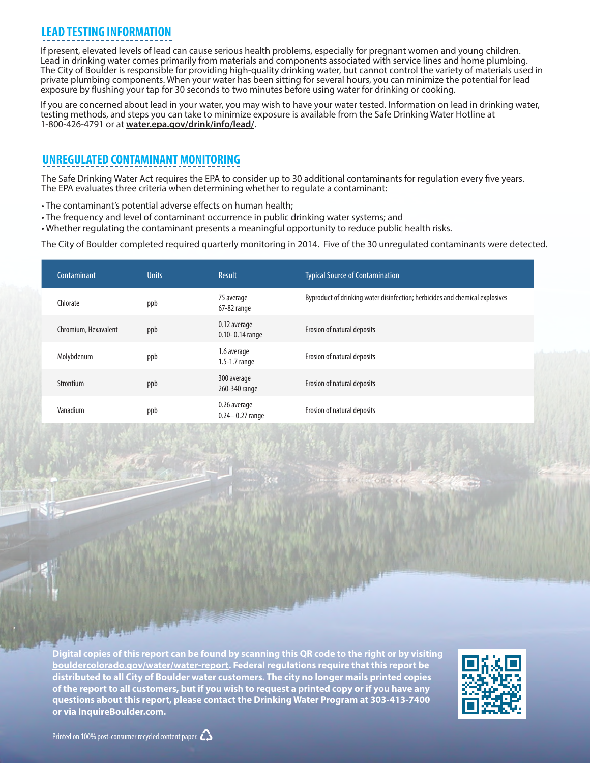## LEAD TESTING INFORMATION

If present, elevated levels of lead can cause serious health problems, especially for pregnant women and young children. Lead in drinking water comes primarily from materials and components associated with service lines and home plumbing. The City of Boulder is responsible for providing high-quality drinking water, but cannot control the variety of materials used in private plumbing components. When your water has been sitting for several hours, you can minimize the potential for lead exposure by flushing your tap for 30 seconds to two minutes before using water for drinking or cooking.

If you are concerned about lead in your water, you may wish to have your water tested. Information on lead in drinking water, testing methods, and steps you can take to minimize exposure is available from the Safe Drinking Water Hotline at 1-800-426-4791 or at **water.epa.gov/drink/info/lead/**.

## UNREGULATED CONTAMINANT MONITORING

The Safe Drinking Water Act requires the EPA to consider up to 30 additional contaminants for regulation every five years. The EPA evaluates three criteria when determining whether to regulate a contaminant:

- The contaminant's potential adverse effects on human health;
- The frequency and level of contaminant occurrence in public drinking water systems; and
- Whether regulating the contaminant presents a meaningful opportunity to reduce public health risks.

The City of Boulder completed required quarterly monitoring in 2014. Five of the 30 unregulated contaminants were detected.

| Contaminant | Units | Result | Typical Source of Contamination |
|---|---|---|---|
| Chlorate | ppb | 75 average<br>67-82 range | Byproduct of drinking water disinfection; herbicides and chemical explosives |
| Chromium, Hexavalent | ppb | 0.12 average<br>0.10- 0.14 range | Erosion of natural deposits |
| Molybdenum | ppb | 1.6 average<br>1.5-1.7 range | Erosion of natural deposits |
| Strontium | ppb | 300 average<br>260-340 range | Erosion of natural deposits |
| Vanadium | ppb | 0.26 average<br>0.24– 0.27 range | Erosion of natural deposits |

**Digital copies of this report can be found by scanning this QR code to the right or by visiting bouldercolorado.gov/water/water-report. Federal regulations require that this report be distributed to all City of Boulder water customers. The city no longer mails printed copies of the report to all customers, but if you wish to request a printed copy or if you have any questions about this report, please contact the Drinking Water Program at 303-413-7400 or via InquireBoulder.com.**

Printed on 100% post-consumer recycled content paper.